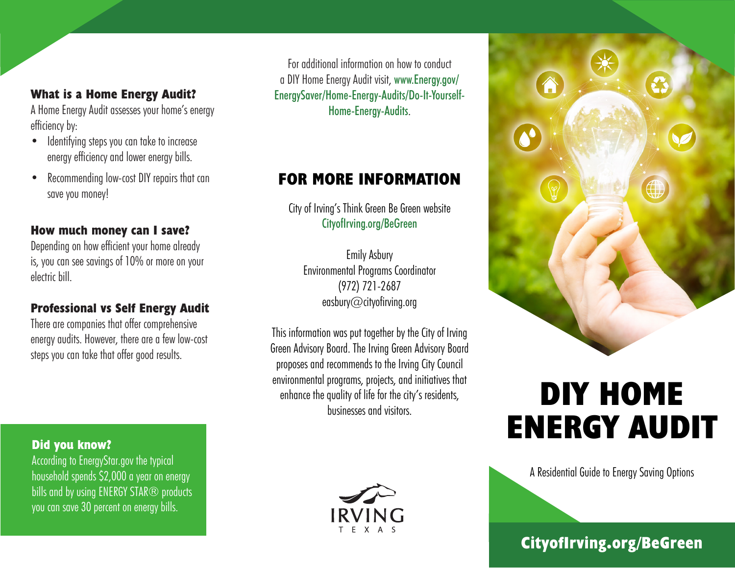### What is a Home Energy Audit?

A Home Energy Audit assesses your home's energy efficiency by:

- Identifying steps you can take to increase energy efficiency and lower energy bills.
- Recommending low-cost DIY repairs that can save you money!

### How much money can I save?

Depending on how efficient your home already is, you can see savings of 10% or more on your electric bill.

### Professional vs Self Energy Audit

There are companies that offer comprehensive energy audits. However, there are a few low-cost steps you can take that offer good results.

### Did you know?

According to EnergyStar.gov the typical household spends $2,000 a year on energy bills and by using ENERGY STAR® products you can save 30 percent on energy bills.

For additional information on how to conduct a DIY Home Energy Audit visit, www.Energy.gov/EnergySaver/Home-Energy-Audits/Do-It-Yourself-Home-Energy-Audits.

## FOR MORE INFORMATION

City of Irving's Think Green Be Green website
CityofIrving.org/BeGreen

Emily Asbury
Environmental Programs Coordinator
(972) 721-2687
easbury@cityofirving.org

This information was put together by the City of Irving Green Advisory Board. The Irving Green Advisory Board proposes and recommends to the Irving City Council environmental programs, projects, and initiatives that enhance the quality of life for the city's residents, businesses and visitors.

IRVING
TEXAS

# DIY HOME ENERGY AUDIT

A Residential Guide to Energy Saving Options

**CityofIrving.org/BeGreen**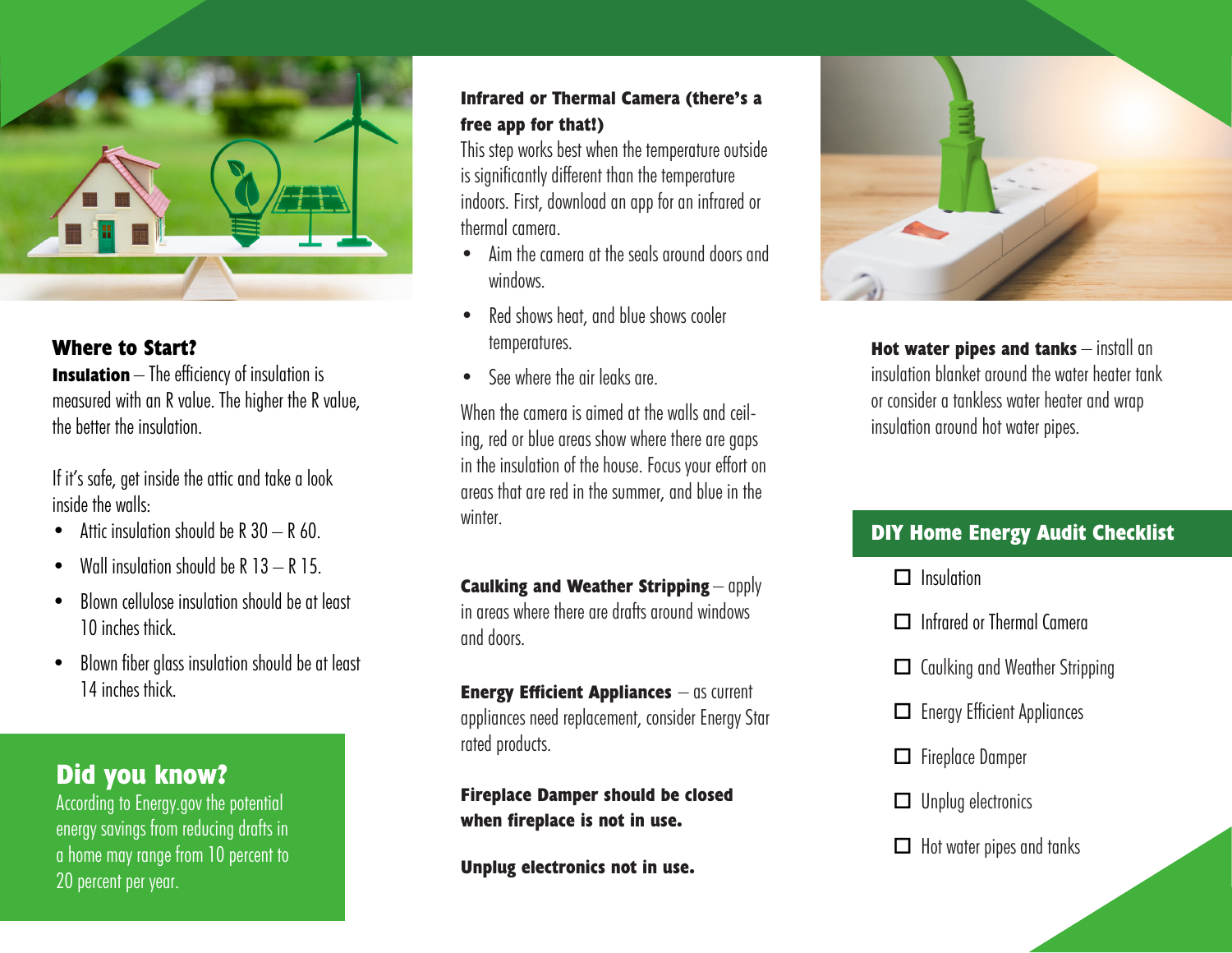## Where to Start?

**Insulation** – The efficiency of insulation is measured with an R value. The higher the R value, the better the insulation.

If it's safe, get inside the attic and take a look inside the walls:

- Attic insulation should be R 30 – R 60.
- Wall insulation should be R 13 – R 15.
- Blown cellulose insulation should be at least 10 inches thick.
- Blown fiber glass insulation should be at least 14 inches thick.

## Did you know?

According to Energy.gov the potential energy savings from reducing drafts in a home may range from 10 percent to 20 percent per year.

**Infrared or Thermal Camera (there's a free app for that!)**

This step works best when the temperature outside is significantly different than the temperature indoors. First, download an app for an infrared or thermal camera.

- Aim the camera at the seals around doors and windows.
- Red shows heat, and blue shows cooler temperatures.
- See where the air leaks are.

When the camera is aimed at the walls and ceiling, red or blue areas show where there are gaps in the insulation of the house. Focus your effort on areas that are red in the summer, and blue in the winter.

**Caulking and Weather Stripping** – apply in areas where there are drafts around windows and doors.

**Energy Efficient Appliances** – as current appliances need replacement, consider Energy Star rated products.

**Fireplace Damper should be closed when fireplace is not in use.**

**Unplug electronics not in use.**

**Hot water pipes and tanks** – install an insulation blanket around the water heater tank or consider a tankless water heater and wrap insulation around hot water pipes.

## DIY Home Energy Audit Checklist

- [ ] Insulation
- [ ] Infrared or Thermal Camera
- [ ] Caulking and Weather Stripping
- [ ] Energy Efficient Appliances
- [ ] Fireplace Damper
- [ ] Unplug electronics
- [ ] Hot water pipes and tanks